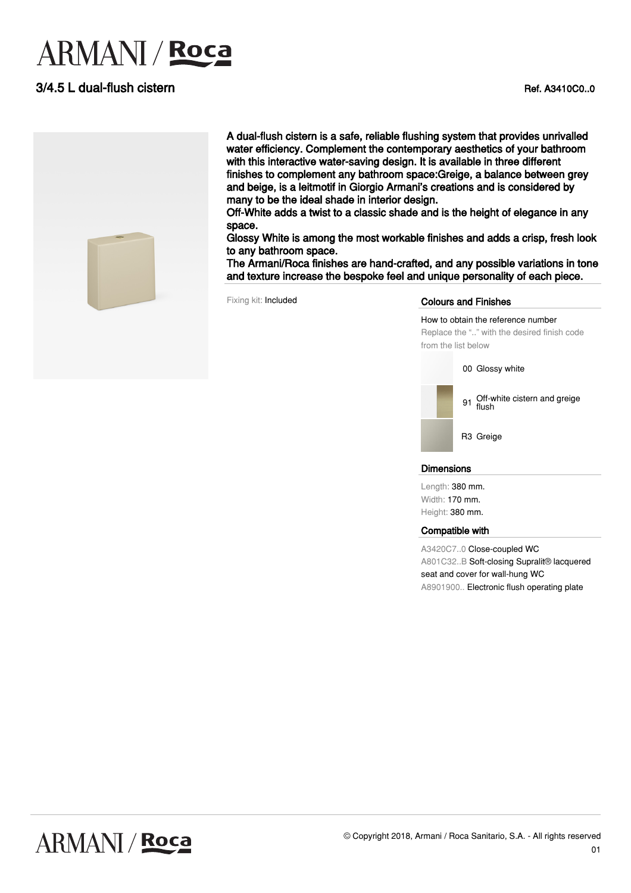# ARMANI / Roca

## 3/4.5 L dual-flush cistern

Ref. A3410C0..0

A dual-flush cistern is a safe, reliable flushing system that provides unrivalled water efficiency. Complement the contemporary aesthetics of your bathroom with this interactive water-saving design. It is available in three different finishes to complement any bathroom space:Greige, a balance between grey and beige, is a leitmotif in Giorgio Armani's creations and is considered by many to be the ideal shade in interior design.
Off-White adds a twist to a classic shade and is the height of elegance in any space.
Glossy White is among the most workable finishes and adds a crisp, fresh look to any bathroom space.
The Armani/Roca finishes are hand-crafted, and any possible variations in tone and texture increase the bespoke feel and unique personality of each piece.

Fixing kit: Included

### Colours and Finishes

How to obtain the reference number
Replace the ".." with the desired finish code from the list below

- 00 Glossy white
- 91 Off-white cistern and greige flush
- R3 Greige

### Dimensions

Length: 380 mm.
Width: 170 mm.
Height: 380 mm.

### Compatible with

A3420C7..0 Close-coupled WC
A801C32..B Soft-closing Supralit® lacquered seat and cover for wall-hung WC
A8901900.. Electronic flush operating plate

© Copyright 2018, Armani / Roca Sanitario, S.A. - All rights reserved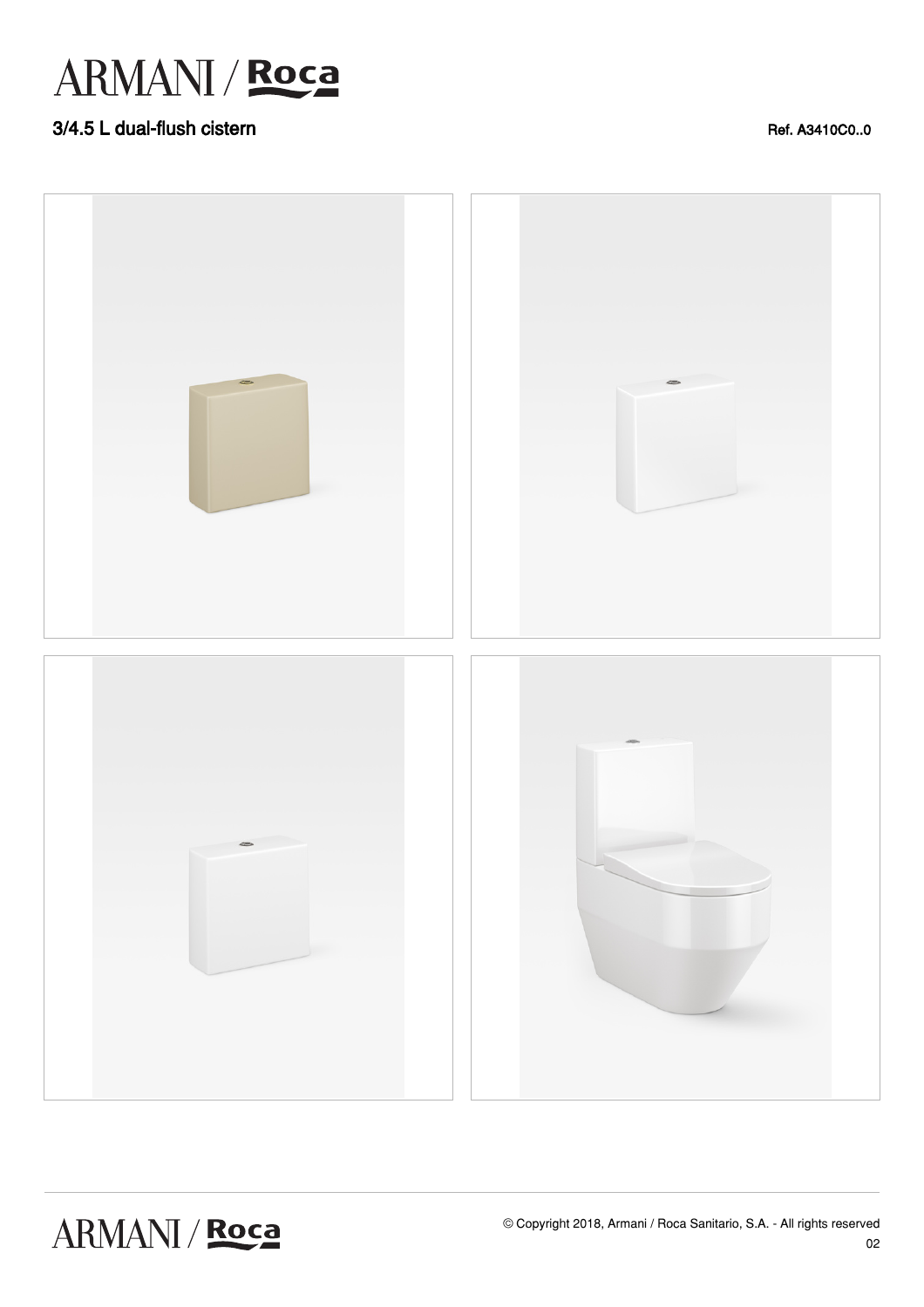# ARMANI / Roca

## 3/4.5 L dual-flush cistern

Ref. A3410C0..0

© Copyright 2018, Armani / Roca Sanitario, S.A. - All rights reserved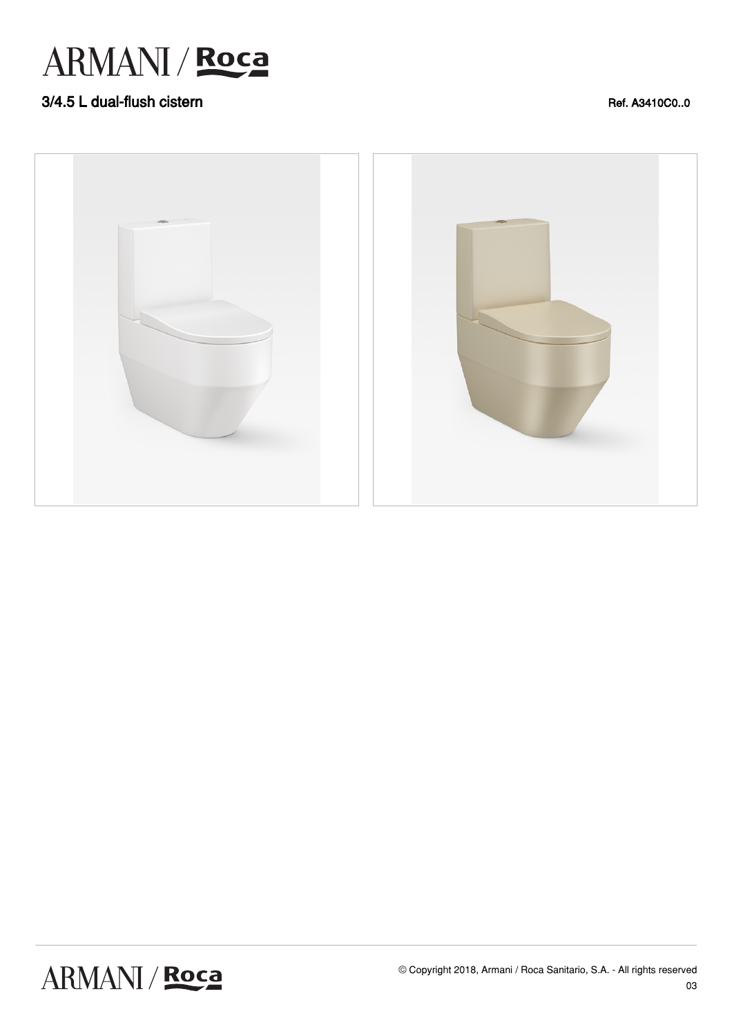# 3/4.5 L dual-flush cistern

Ref. A3410C0..0

© Copyright 2018, Armani / Roca Sanitario, S.A. - All rights reserved